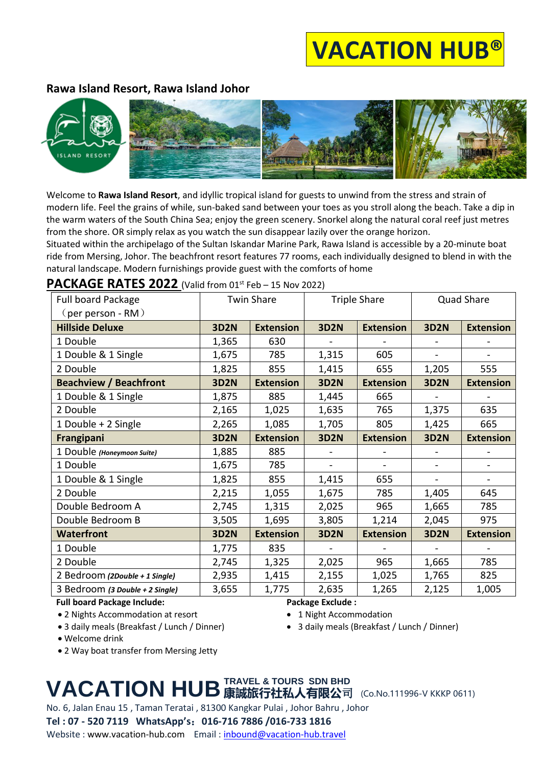# VACATION HUB®

## Rawa Island Resort, Rawa Island Johor

Welcome to **Rawa Island Resort**, and idyllic tropical island for guests to unwind from the stress and strain of modern life. Feel the grains of while, sun-baked sand between your toes as you stroll along the beach. Take a dip in the warm waters of the South China Sea; enjoy the green scenery. Snorkel along the natural coral reef just metres from the shore. OR simply relax as you watch the sun disappear lazily over the orange horizon.
Situated within the archipelago of the Sultan Iskandar Marine Park, Rawa Island is accessible by a 20-minute boat ride from Mersing, Johor. The beachfront resort features 77 rooms, each individually designed to blend in with the natural landscape. Modern furnishings provide guest with the comforts of home

## PACKAGE RATES 2022 (Valid from 01st Feb – 15 Nov 2022)

| Full board Package （per person - RM） | Twin Share | | Triple Share | | Quad Share | |
|---|---|---|---|---|---|---|
| **Hillside Deluxe** | **3D2N** | **Extension** | **3D2N** | **Extension** | **3D2N** | **Extension** |
| 1 Double | 1,365 | 630 | - | - | - | - |
| 1 Double & 1 Single | 1,675 | 785 | 1,315 | 605 | - | - |
| 2 Double | 1,825 | 855 | 1,415 | 655 | 1,205 | 555 |
| **Beachview / Beachfront** | **3D2N** | **Extension** | **3D2N** | **Extension** | **3D2N** | **Extension** |
| 1 Double & 1 Single | 1,875 | 885 | 1,445 | 665 | - | - |
| 2 Double | 2,165 | 1,025 | 1,635 | 765 | 1,375 | 635 |
| 1 Double + 2 Single | 2,265 | 1,085 | 1,705 | 805 | 1,425 | 665 |
| **Frangipani** | **3D2N** | **Extension** | **3D2N** | **Extension** | **3D2N** | **Extension** |
| 1 Double ***(Honeymoon Suite)*** | 1,885 | 885 | - | - | - | - |
| 1 Double | 1,675 | 785 | - | - | - | - |
| 1 Double & 1 Single | 1,825 | 855 | 1,415 | 655 | - | - |
| 2 Double | 2,215 | 1,055 | 1,675 | 785 | 1,405 | 645 |
| Double Bedroom A | 2,745 | 1,315 | 2,025 | 965 | 1,665 | 785 |
| Double Bedroom B | 3,505 | 1,695 | 3,805 | 1,214 | 2,045 | 975 |
| **Waterfront** | **3D2N** | **Extension** | **3D2N** | **Extension** | **3D2N** | **Extension** |
| 1 Double | 1,775 | 835 | - | - | - | - |
| 2 Double | 2,745 | 1,325 | 2,025 | 965 | 1,665 | 785 |
| 2 Bedroom ***(2Double + 1 Single)*** | 2,935 | 1,415 | 2,155 | 1,025 | 1,765 | 825 |
| 3 Bedroom ***(3 Double + 2 Single)*** | 3,655 | 1,775 | 2,635 | 1,265 | 2,125 | 1,005 |

**Full board Package Include:**

- 2 Nights Accommodation at resort
- 3 daily meals (Breakfast / Lunch / Dinner)
- Welcome drink
- 2 Way boat transfer from Mersing Jetty

**Package Exclude :**

- 1 Night Accommodation
- 3 daily meals (Breakfast / Lunch / Dinner)

**VACATION HUB TRAVEL & TOURS SDN BHD 康誠旅行社私人有限公司** (Co.No.111996-V KKKP 0611)
No. 6, Jalan Enau 15 , Taman Teratai , 81300 Kangkar Pulai , Johor Bahru , Johor
**Tel : 07 - 520 7119 WhatsApp's：016-716 7886 /016-733 1816**
Website : www.vacation-hub.com Email : inbound@vacation-hub.travel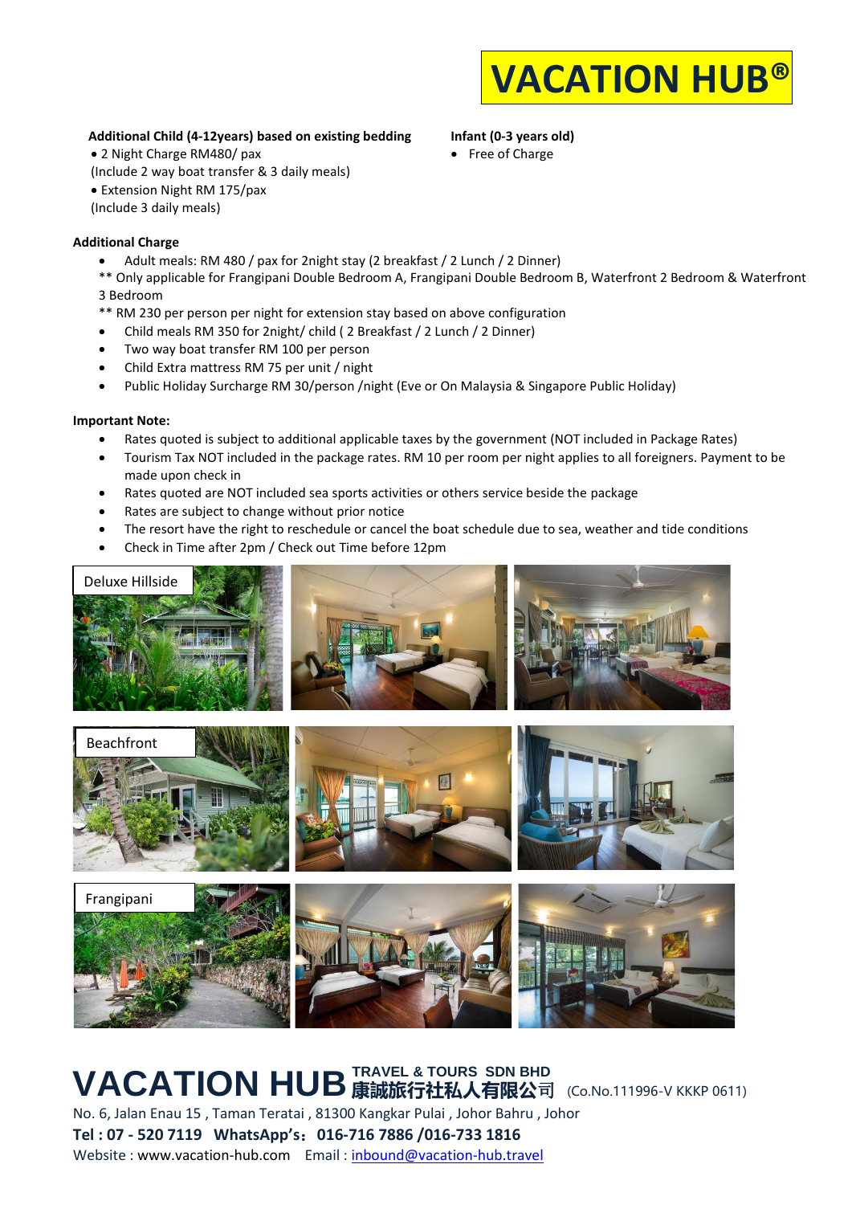# VACATION HUB®

**Additional Child (4-12years) based on existing bedding**

- 2 Night Charge RM480/ pax
(Include 2 way boat transfer & 3 daily meals)
- Extension Night RM 175/pax
(Include 3 daily meals)

**Infant (0-3 years old)**

- Free of Charge

**Additional Charge**

- Adult meals: RM 480 / pax for 2night stay (2 breakfast / 2 Lunch / 2 Dinner)

** Only applicable for Frangipani Double Bedroom A, Frangipani Double Bedroom B, Waterfront 2 Bedroom & Waterfront 3 Bedroom

** RM 230 per person per night for extension stay based on above configuration

- Child meals RM 350 for 2night/ child ( 2 Breakfast / 2 Lunch / 2 Dinner)
- Two way boat transfer RM 100 per person
- Child Extra mattress RM 75 per unit / night
- Public Holiday Surcharge RM 30/person /night (Eve or On Malaysia & Singapore Public Holiday)

**Important Note:**

- Rates quoted is subject to additional applicable taxes by the government (NOT included in Package Rates)
- Tourism Tax NOT included in the package rates. RM 10 per room per night applies to all foreigners. Payment to be made upon check in
- Rates quoted are NOT included sea sports activities or others service beside the package
- Rates are subject to change without prior notice
- The resort have the right to reschedule or cancel the boat schedule due to sea, weather and tide conditions
- Check in Time after 2pm / Check out Time before 12pm

Deluxe Hillside

Beachfront

Frangipani

**VACATION HUB** TRAVEL & TOURS SDN BHD 康誠旅行社私人有限公司 (Co.No.111996-V KKKP 0611)

No. 6, Jalan Enau 15 , Taman Teratai , 81300 Kangkar Pulai , Johor Bahru , Johor

**Tel : 07 - 520 7119 WhatsApp's：016-716 7886 /016-733 1816**

Website : www.vacation-hub.com Email : inbound@vacation-hub.travel